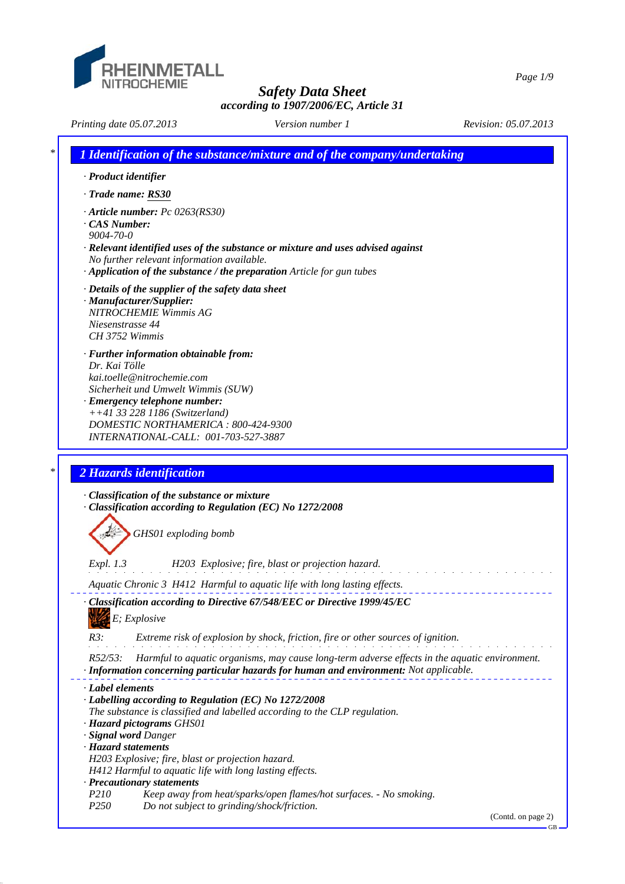# Safety Data Sheet

*according to 1907/2006/EC, Article 31*

*Printing date 05.07.2013* *Version number 1* *Revision: 05.07.2013*

## 1 Identification of the substance/mixture and of the company/undertaking

· **Product identifier**

· **Trade name: RS30**

· **Article number:** Pc 0263(RS30)
· **CAS Number:**
9004-70-0
· **Relevant identified uses of the substance or mixture and uses advised against**
No further relevant information available.
· **Application of the substance / the preparation** Article for gun tubes

· **Details of the supplier of the safety data sheet**
· **Manufacturer/Supplier:**
NITROCHEMIE Wimmis AG
Niesenstrasse 44
CH 3752 Wimmis

· **Further information obtainable from:**
Dr. Kai Tölle
kai.toelle@nitrochemie.com
Sicherheit und Umwelt Wimmis (SUW)
· **Emergency telephone number:**
++41 33 228 1186 (Switzerland)
DOMESTIC NORTHAMERICA : 800-424-9300
INTERNATIONAL-CALL: 001-703-527-3887

## 2 Hazards identification

· **Classification of the substance or mixture**
· **Classification according to Regulation (EC) No 1272/2008**

GHS01 exploding bomb

Expl. 1.3 H203 Explosive; fire, blast or projection hazard.

Aquatic Chronic 3 H412 Harmful to aquatic life with long lasting effects.

· **Classification according to Directive 67/548/EEC or Directive 1999/45/EC**

E; Explosive

R3: Extreme risk of explosion by shock, friction, fire or other sources of ignition.

R52/53: Harmful to aquatic organisms, may cause long-term adverse effects in the aquatic environment.
· **Information concerning particular hazards for human and environment:** Not applicable.

· **Label elements**
· **Labelling according to Regulation (EC) No 1272/2008**
The substance is classified and labelled according to the CLP regulation.
· **Hazard pictograms** GHS01
· **Signal word** Danger
· **Hazard statements**
H203 Explosive; fire, blast or projection hazard.
H412 Harmful to aquatic life with long lasting effects.
· **Precautionary statements**
P210 Keep away from heat/sparks/open flames/hot surfaces. - No smoking.
P250 Do not subject to grinding/shock/friction.

(Contd. on page 2)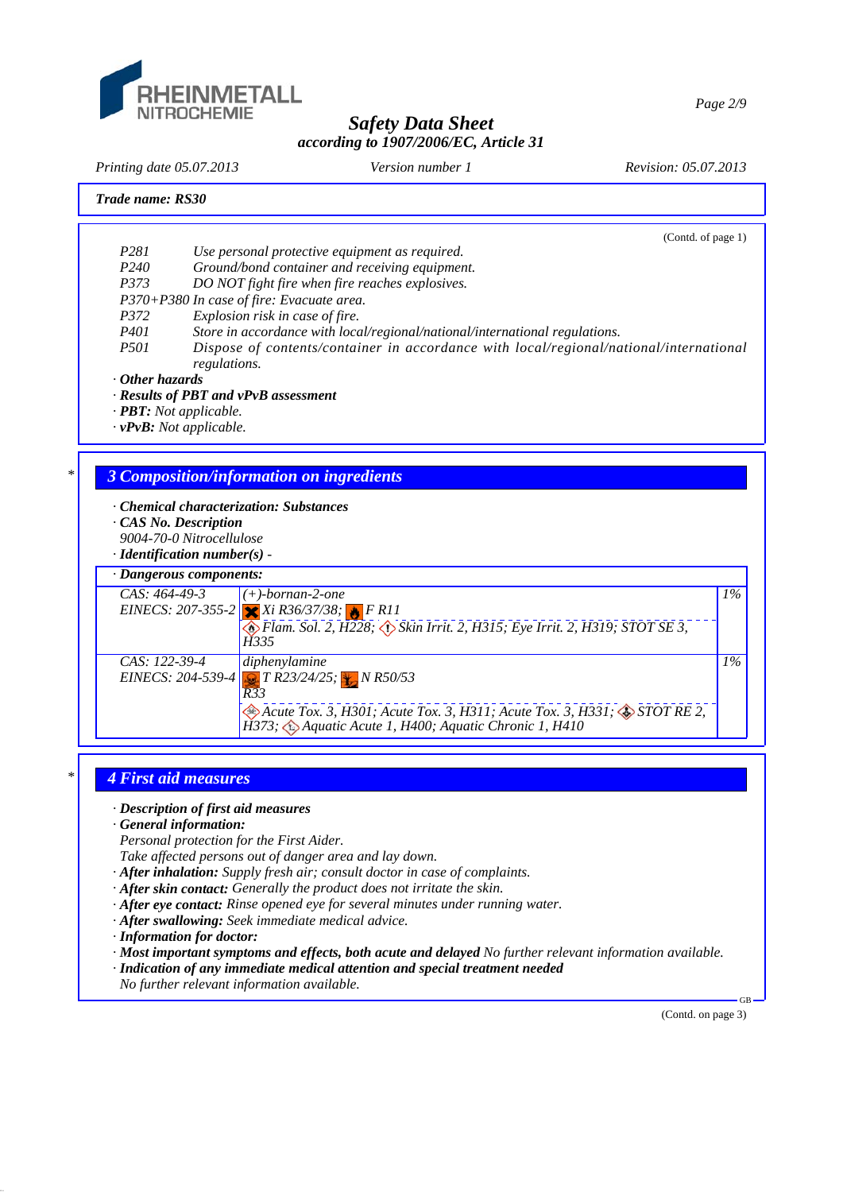**Trade name: RS30**

(Contd. of page 1)

P281 Use personal protective equipment as required.
P240 Ground/bond container and receiving equipment.
P373 DO NOT fight fire when fire reaches explosives.
P370+P380 In case of fire: Evacuate area.
P372 Explosion risk in case of fire.
P401 Store in accordance with local/regional/national/international regulations.
P501 Dispose of contents/container in accordance with local/regional/national/international regulations.

· **Other hazards**
· **Results of PBT and vPvB assessment**
· **PBT:** Not applicable.
· **vPvB:** Not applicable.

## 3 Composition/information on ingredients

· **Chemical characterization: Substances**
· **CAS No. Description**
9004-70-0 Nitrocellulose
· **Identification number(s)** -

· **Dangerous components:**

| | | |
|---|---|---|
| CAS: 464-49-3<br>EINECS: 207-355-2 | (+)-bornan-2-one<br>Xi R36/37/38; F R11<br>Flam. Sol. 2, H228; Skin Irrit. 2, H315; Eye Irrit. 2, H319; STOT SE 3, H335 | 1% |
| CAS: 122-39-4<br>EINECS: 204-539-4 | diphenylamine<br>T R23/24/25; N R50/53<br>R33<br>Acute Tox. 3, H301; Acute Tox. 3, H311; Acute Tox. 3, H331; STOT RE 2, H373; Aquatic Acute 1, H400; Aquatic Chronic 1, H410 | 1% |

## 4 First aid measures

· **Description of first aid measures**
· **General information:**
Personal protection for the First Aider.
Take affected persons out of danger area and lay down.
· **After inhalation:** Supply fresh air; consult doctor in case of complaints.
· **After skin contact:** Generally the product does not irritate the skin.
· **After eye contact:** Rinse opened eye for several minutes under running water.
· **After swallowing:** Seek immediate medical advice.
· **Information for doctor:**
· **Most important symptoms and effects, both acute and delayed** No further relevant information available.
· **Indication of any immediate medical attention and special treatment needed**
No further relevant information available.

(Contd. on page 3)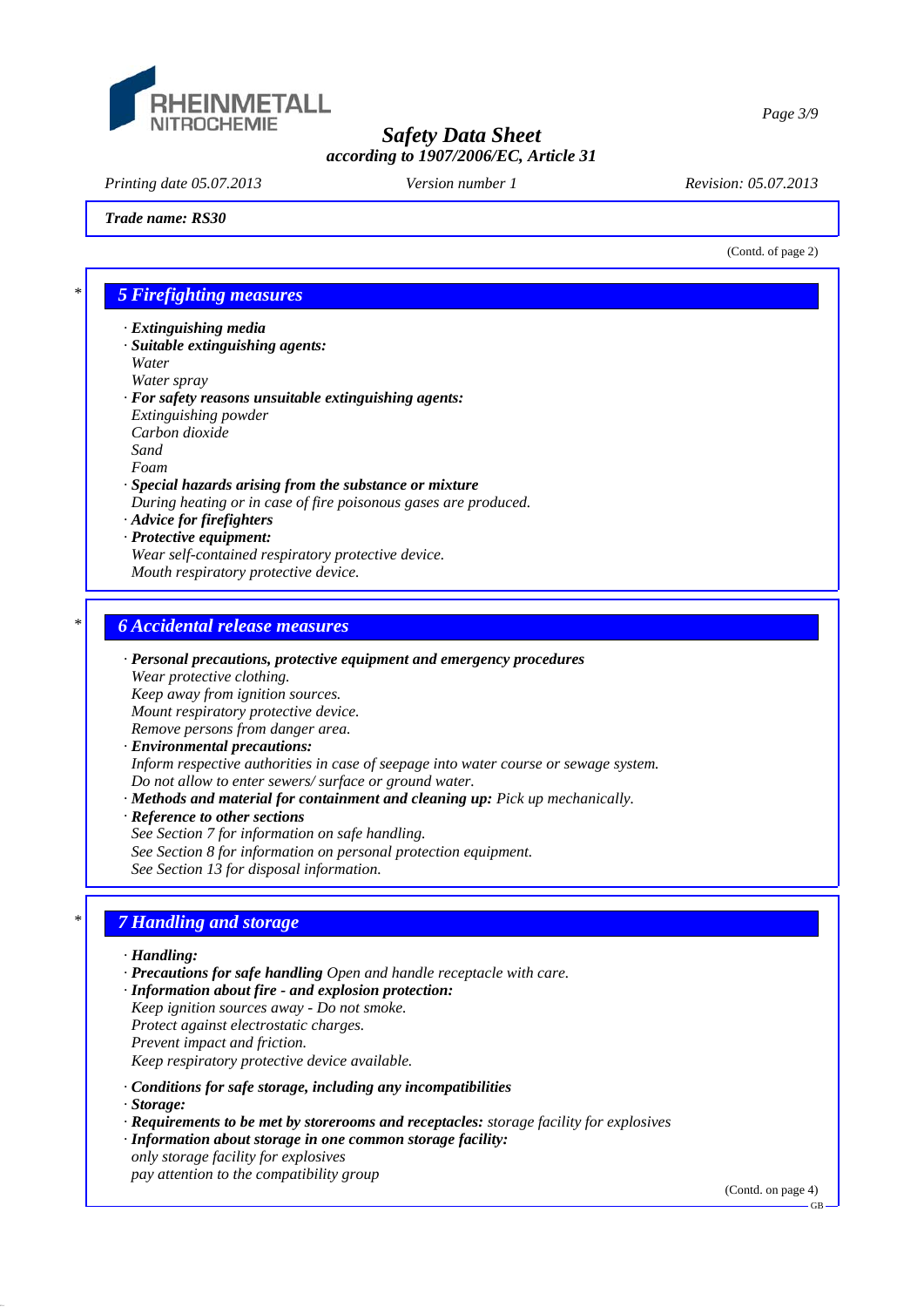Trade name: RS30

(Contd. of page 2)

## 5 Firefighting measures

· **Extinguishing media**
· **Suitable extinguishing agents:**
Water
Water spray
· **For safety reasons unsuitable extinguishing agents:**
Extinguishing powder
Carbon dioxide
Sand
Foam
· **Special hazards arising from the substance or mixture**
During heating or in case of fire poisonous gases are produced.
· **Advice for firefighters**
· **Protective equipment:**
Wear self-contained respiratory protective device.
Mouth respiratory protective device.

## 6 Accidental release measures

· **Personal precautions, protective equipment and emergency procedures**
Wear protective clothing.
Keep away from ignition sources.
Mount respiratory protective device.
Remove persons from danger area.
· **Environmental precautions:**
Inform respective authorities in case of seepage into water course or sewage system.
Do not allow to enter sewers/ surface or ground water.
· **Methods and material for containment and cleaning up:** Pick up mechanically.
· **Reference to other sections**
See Section 7 for information on safe handling.
See Section 8 for information on personal protection equipment.
See Section 13 for disposal information.

## 7 Handling and storage

· **Handling:**
· **Precautions for safe handling** Open and handle receptacle with care.
· **Information about fire - and explosion protection:**
Keep ignition sources away - Do not smoke.
Protect against electrostatic charges.
Prevent impact and friction.
Keep respiratory protective device available.

· **Conditions for safe storage, including any incompatibilities**
· **Storage:**
· **Requirements to be met by storerooms and receptacles:** storage facility for explosives
· **Information about storage in one common storage facility:**
only storage facility for explosives
pay attention to the compatibility group

(Contd. on page 4)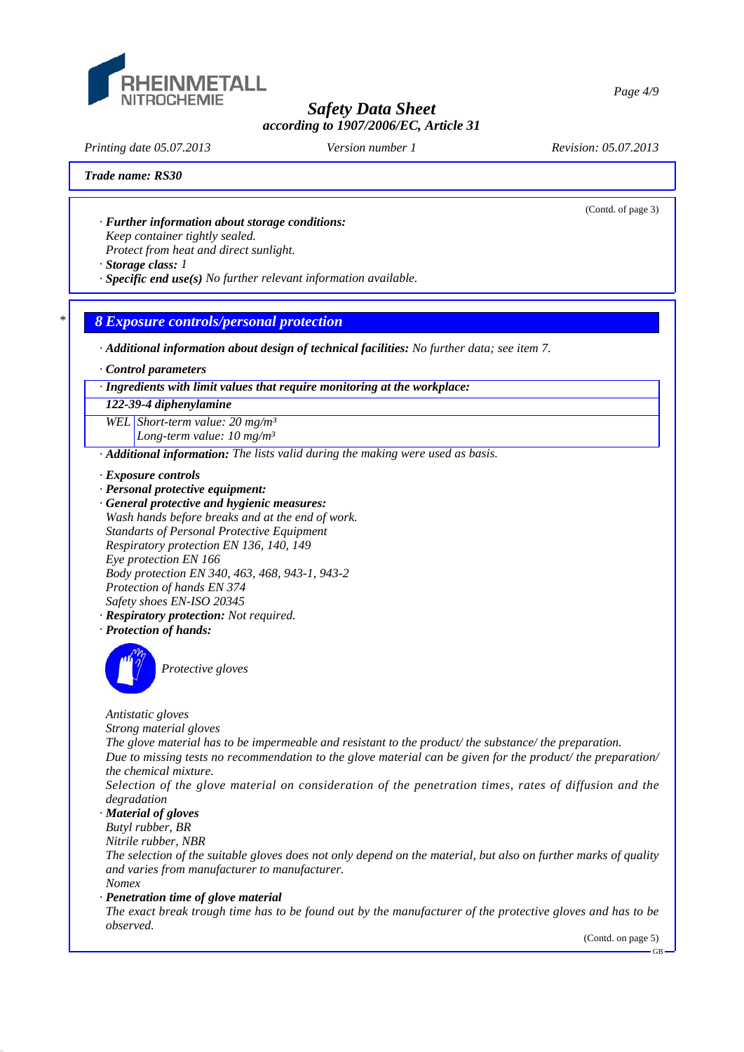**Trade name: RS30**

(Contd. of page 3)

· ***Further information about storage conditions:***
*Keep container tightly sealed.*
*Protect from heat and direct sunlight.*
· ***Storage class:*** *1*
· ***Specific end use(s)*** *No further relevant information available.*

## 8 Exposure controls/personal protection

· ***Additional information about design of technical facilities:*** *No further data; see item 7.*

· ***Control parameters***

| · *Ingredients with limit values that require monitoring at the workplace:* | |
|---|---|
| ***122-39-4 diphenylamine*** | |
| *WEL* | *Short-term value: 20 mg/m³*<br>*Long-term value: 10 mg/m³* |

· ***Additional information:*** *The lists valid during the making were used as basis.*

· ***Exposure controls***
· ***Personal protective equipment:***
· ***General protective and hygienic measures:***
*Wash hands before breaks and at the end of work.*
*Standarts of Personal Protective Equipment*
*Respiratory protection EN 136, 140, 149*
*Eye protection EN 166*
*Body protection EN 340, 463, 468, 943-1, 943-2*
*Protection of hands EN 374*
*Safety shoes EN-ISO 20345*
· ***Respiratory protection:*** *Not required.*
· ***Protection of hands:***

*Protective gloves*

*Antistatic gloves*
*Strong material gloves*
*The glove material has to be impermeable and resistant to the product/ the substance/ the preparation.*
*Due to missing tests no recommendation to the glove material can be given for the product/ the preparation/ the chemical mixture.*
*Selection of the glove material on consideration of the penetration times, rates of diffusion and the degradation*
· ***Material of gloves***
*Butyl rubber, BR*
*Nitrile rubber, NBR*
*The selection of the suitable gloves does not only depend on the material, but also on further marks of quality and varies from manufacturer to manufacturer.*
*Nomex*
· ***Penetration time of glove material***
*The exact break trough time has to be found out by the manufacturer of the protective gloves and has to be observed.*

(Contd. on page 5)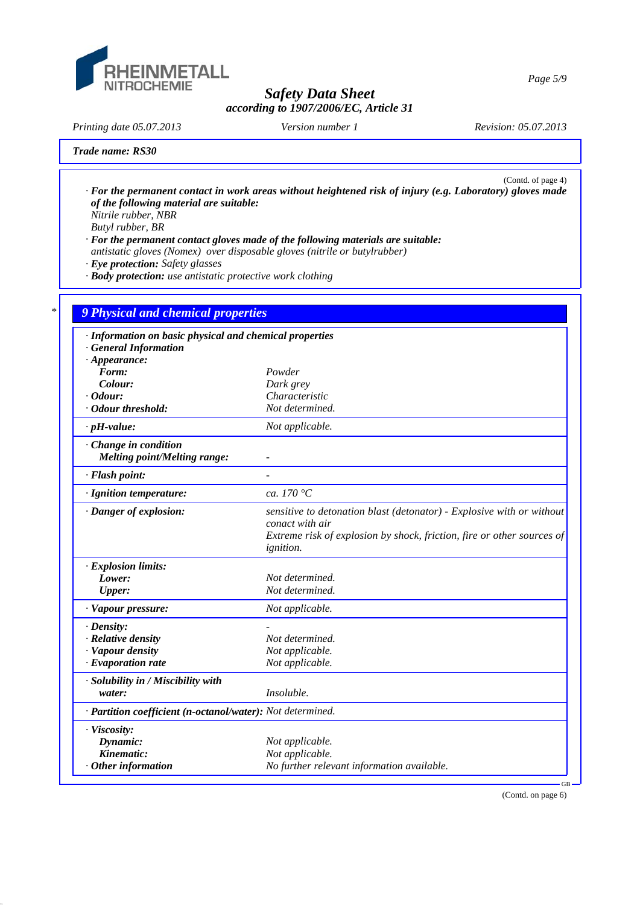**Trade name: RS30**

(Contd. of page 4)

· ***For the permanent contact in work areas without heightened risk of injury (e.g. Laboratory) gloves made of the following material are suitable:***
*Nitrile rubber, NBR*
*Butyl rubber, BR*
· ***For the permanent contact gloves made of the following materials are suitable:***
*antistatic gloves (Nomex) over disposable gloves (nitrile or butylrubber)*
· ***Eye protection:*** *Safety glasses*
· ***Body protection:*** *use antistatic protective work clothing*

## 9 Physical and chemical properties

· ***Information on basic physical and chemical properties***
· ***General Information***

| | |
|---|---|
| · ***Appearance:*** | |
| ***Form:*** | *Powder* |
| ***Colour:*** | *Dark grey* |
| · ***Odour:*** | *Characteristic* |
| · ***Odour threshold:*** | *Not determined.* |
| · ***pH-value:*** | *Not applicable.* |
| · ***Change in condition*** | |
| ***Melting point/Melting range:*** | *-* |
| · ***Flash point:*** | *-* |
| · ***Ignition temperature:*** | *ca. 170 °C* |
| · ***Danger of explosion:*** | *sensitive to detonation blast (detonator) - Explosive with or without conact with air* *Extreme risk of explosion by shock, friction, fire or other sources of ignition.* |
| · ***Explosion limits:*** | |
| ***Lower:*** | *Not determined.* |
| ***Upper:*** | *Not determined.* |
| · ***Vapour pressure:*** | *Not applicable.* |
| · ***Density:*** | *-* |
| · ***Relative density*** | *Not determined.* |
| · ***Vapour density*** | *Not applicable.* |
| · ***Evaporation rate*** | *Not applicable.* |
| · ***Solubility in / Miscibility with water:*** | *Insoluble.* |
| · ***Partition coefficient (n-octanol/water):*** | *Not determined.* |
| · ***Viscosity:*** | |
| ***Dynamic:*** | *Not applicable.* |
| ***Kinematic:*** | *Not applicable.* |
| · ***Other information*** | *No further relevant information available.* |

(Contd. on page 6)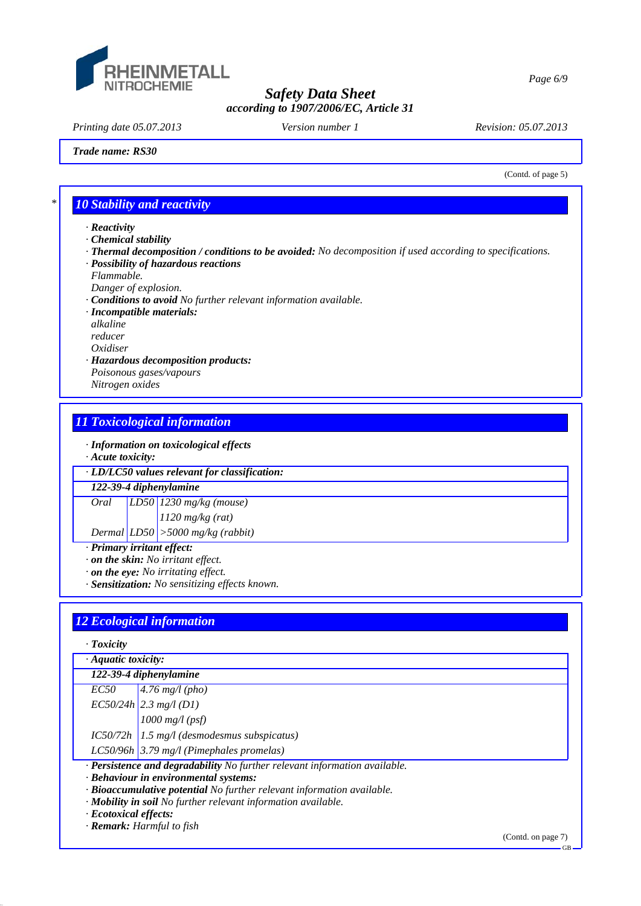Trade name: RS30

(Contd. of page 5)

## 10 Stability and reactivity

- · **Reactivity**
- · **Chemical stability**
- · **Thermal decomposition / conditions to be avoided:** No decomposition if used according to specifications.
- · **Possibility of hazardous reactions**
  Flammable.
  Danger of explosion.
- · **Conditions to avoid** No further relevant information available.
- · **Incompatible materials:**
  alkaline
  reducer
  Oxidiser
- · **Hazardous decomposition products:**
  Poisonous gases/vapours
  Nitrogen oxides

## 11 Toxicological information

- · **Information on toxicological effects**
- · **Acute toxicity:**

| · LD/LC50 values relevant for classification: | | |
|---|---|---|
| **122-39-4 diphenylamine** | | |
| Oral | LD50 | 1230 mg/kg (mouse) |
| | | 1120 mg/kg (rat) |
| Dermal | LD50 | >5000 mg/kg (rabbit) |

- · **Primary irritant effect:**
- · **on the skin:** No irritant effect.
- · **on the eye:** No irritating effect.
- · **Sensitization:** No sensitizing effects known.

## 12 Ecological information

- · **Toxicity**

| · Aquatic toxicity: | |
|---|---|
| **122-39-4 diphenylamine** | |
| EC50 | 4.76 mg/l (pho) |
| EC50/24h | 2.3 mg/l (D1) |
| | 1000 mg/l (psf) |
| IC50/72h | 1.5 mg/l (desmodesmus subspicatus) |
| LC50/96h | 3.79 mg/l (Pimephales promelas) |

- · **Persistence and degradability** No further relevant information available.
- · **Behaviour in environmental systems:**
- · **Bioaccumulative potential** No further relevant information available.
- · **Mobility in soil** No further relevant information available.
- · **Ecotoxical effects:**
- · **Remark:** Harmful to fish

(Contd. on page 7)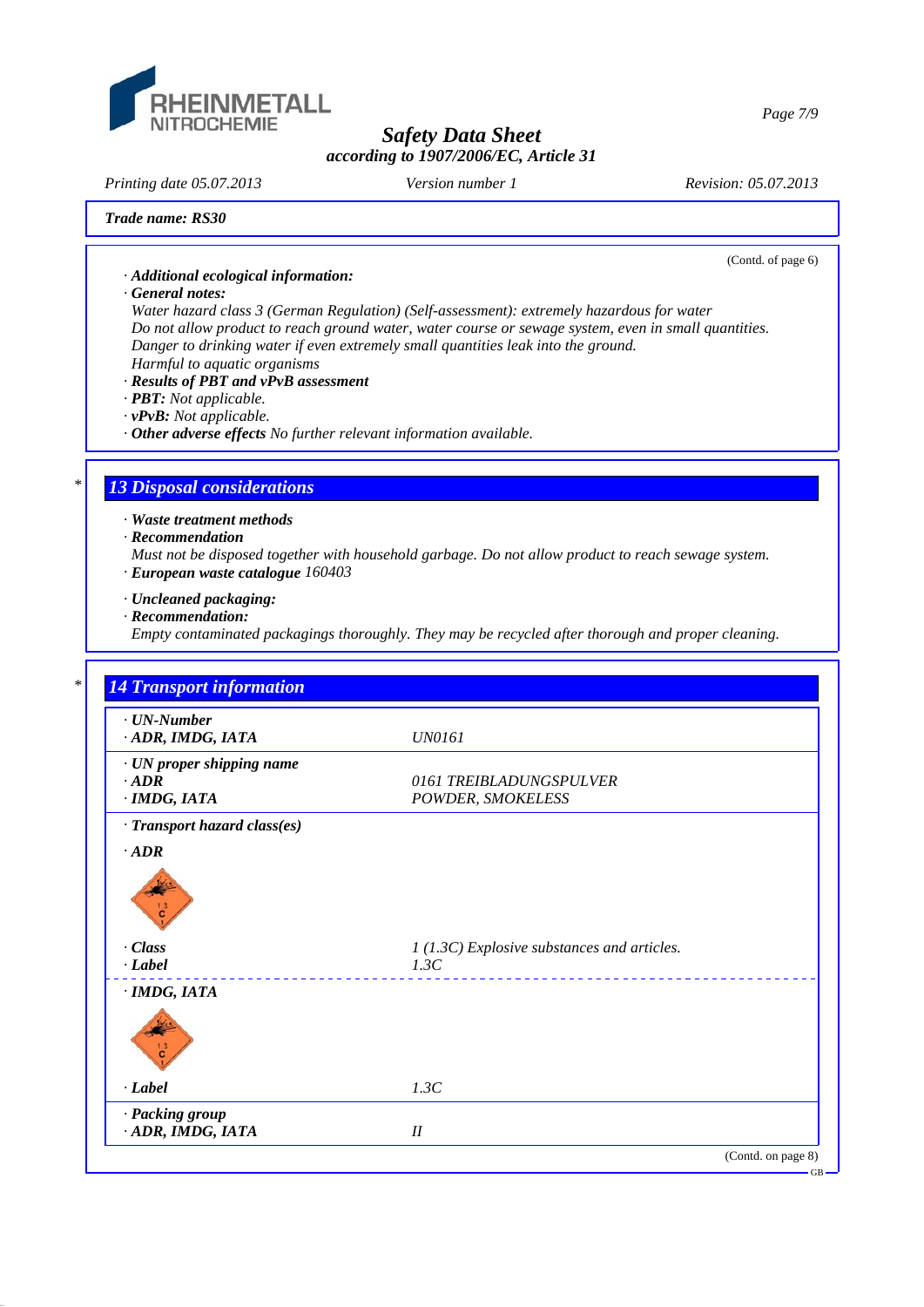**Trade name: RS30**

(Contd. of page 6)

· ***Additional ecological information:***
· ***General notes:***
*Water hazard class 3 (German Regulation) (Self-assessment): extremely hazardous for water*
*Do not allow product to reach ground water, water course or sewage system, even in small quantities.*
*Danger to drinking water if even extremely small quantities leak into the ground.*
*Harmful to aquatic organisms*
· ***Results of PBT and vPvB assessment***
· ***PBT:*** *Not applicable.*
· ***vPvB:*** *Not applicable.*
· ***Other adverse effects*** *No further relevant information available.*

## 13 Disposal considerations

· ***Waste treatment methods***
· ***Recommendation***
*Must not be disposed together with household garbage. Do not allow product to reach sewage system.*
· ***European waste catalogue*** *160403*

· ***Uncleaned packaging:***
· ***Recommendation:***
*Empty contaminated packagings thoroughly. They may be recycled after thorough and proper cleaning.*

## 14 Transport information

| | |
|---|---|
| · ***UN-Number*** | |
| · ***ADR, IMDG, IATA*** | *UN0161* |
| · ***UN proper shipping name*** | |
| · ***ADR*** | *0161 TREIBLADUNGSPULVER* |
| · ***IMDG, IATA*** | *POWDER, SMOKELESS* |
| · ***Transport hazard class(es)*** | |
| · ***ADR*** | |
| · ***Class*** | *1 (1.3C) Explosive substances and articles.* |
| · ***Label*** | *1.3C* |
| · ***IMDG, IATA*** | |
| · ***Label*** | *1.3C* |
| · ***Packing group*** | |
| · ***ADR, IMDG, IATA*** | *II* |

(Contd. on page 8)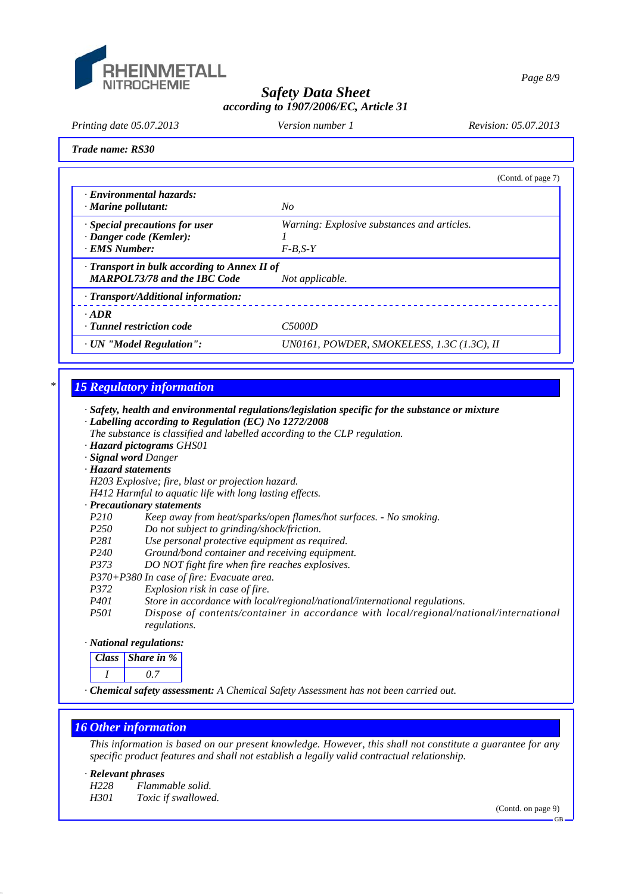**Trade name: RS30**

(Contd. of page 7)

| | |
|---|---|
| · ***Environmental hazards:*** | |
| · ***Marine pollutant:*** | *No* |
| · ***Special precautions for user*** | *Warning: Explosive substances and articles.* |
| · ***Danger code (Kemler):*** | *1* |
| · ***EMS Number:*** | *F-B,S-Y* |
| · ***Transport in bulk according to Annex II of MARPOL73/78 and the IBC Code*** | *Not applicable.* |
| · ***Transport/Additional information:*** | |
| · ***ADR*** | |
| · ***Tunnel restriction code*** | *C5000D* |
| · ***UN "Model Regulation":*** | *UN0161, POWDER, SMOKELESS, 1.3C (1.3C), II* |

## 15 Regulatory information

· ***Safety, health and environmental regulations/legislation specific for the substance or mixture***
· ***Labelling according to Regulation (EC) No 1272/2008***
*The substance is classified and labelled according to the CLP regulation.*
· ***Hazard pictograms*** *GHS01*
· ***Signal word*** *Danger*
· ***Hazard statements***
*H203 Explosive; fire, blast or projection hazard.*
*H412 Harmful to aquatic life with long lasting effects.*
· ***Precautionary statements***
*P210 Keep away from heat/sparks/open flames/hot surfaces. - No smoking.*
*P250 Do not subject to grinding/shock/friction.*
*P281 Use personal protective equipment as required.*
*P240 Ground/bond container and receiving equipment.*
*P373 DO NOT fight fire when fire reaches explosives.*
*P370+P380 In case of fire: Evacuate area.*
*P372 Explosion risk in case of fire.*
*P401 Store in accordance with local/regional/national/international regulations.*
*P501 Dispose of contents/container in accordance with local/regional/national/international regulations.*

· ***National regulations:***

| *Class* | *Share in %* |
|---|---|
| *I* | *0.7* |

· ***Chemical safety assessment:*** *A Chemical Safety Assessment has not been carried out.*

## 16 Other information

*This information is based on our present knowledge. However, this shall not constitute a guarantee for any specific product features and shall not establish a legally valid contractual relationship.*

· ***Relevant phrases***
*H228 Flammable solid.*
*H301 Toxic if swallowed.*

(Contd. on page 9)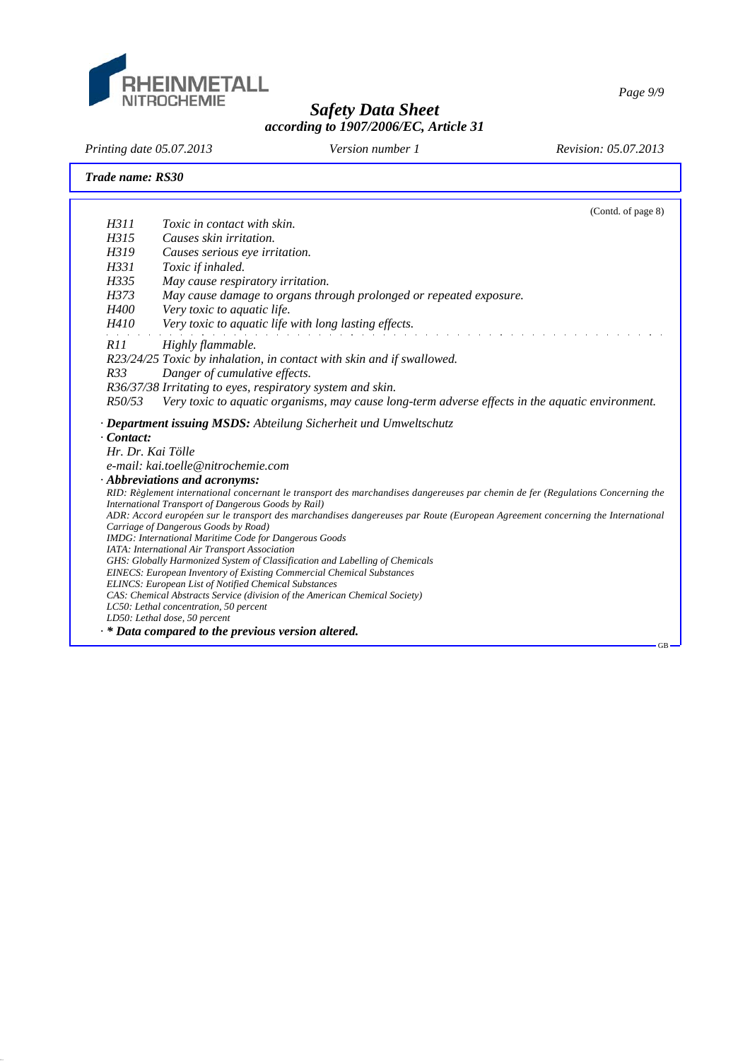(Contd. of page 8)

H311 Toxic in contact with skin.
H315 Causes skin irritation.
H319 Causes serious eye irritation.
H331 Toxic if inhaled.
H335 May cause respiratory irritation.
H373 May cause damage to organs through prolonged or repeated exposure.
H400 Very toxic to aquatic life.
H410 Very toxic to aquatic life with long lasting effects.

R11 Highly flammable.
R23/24/25 Toxic by inhalation, in contact with skin and if swallowed.
R33 Danger of cumulative effects.
R36/37/38 Irritating to eyes, respiratory system and skin.
R50/53 Very toxic to aquatic organisms, may cause long-term adverse effects in the aquatic environment.

· **Department issuing MSDS:** Abteilung Sicherheit und Umweltschutz

· **Contact:**
Hr. Dr. Kai Tölle
e-mail: kai.toelle@nitrochemie.com

· **Abbreviations and acronyms:**
RID: Règlement international concernant le transport des marchandises dangereuses par chemin de fer (Regulations Concerning the International Transport of Dangerous Goods by Rail)
ADR: Accord européen sur le transport des marchandises dangereuses par Route (European Agreement concerning the International Carriage of Dangerous Goods by Road)
IMDG: International Maritime Code for Dangerous Goods
IATA: International Air Transport Association
GHS: Globally Harmonized System of Classification and Labelling of Chemicals
EINECS: European Inventory of Existing Commercial Chemical Substances
ELINCS: European List of Notified Chemical Substances
CAS: Chemical Abstracts Service (division of the American Chemical Society)
LC50: Lethal concentration, 50 percent
LD50: Lethal dose, 50 percent

· **\* Data compared to the previous version altered.**